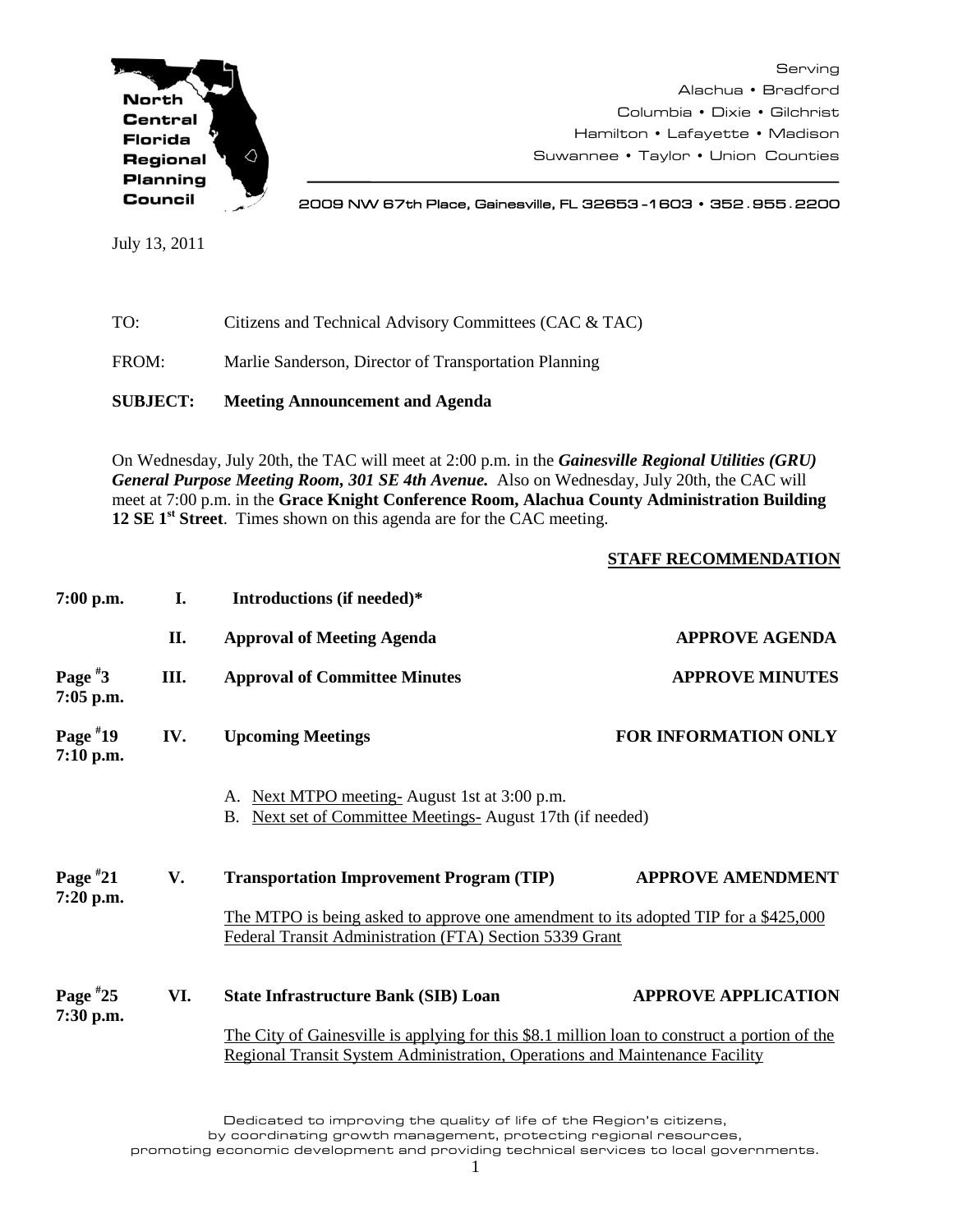North Central Florida Regional Planning Council

Serving
Alachua • Bradford
Columbia • Dixie • Gilchrist
Hamilton • Lafayette • Madison
Suwannee • Taylor • Union Counties

2009 NW 67th Place, Gainesville, FL 32653-1603 • 352.955.2200

July 13, 2011

TO: Citizens and Technical Advisory Committees (CAC & TAC)

FROM: Marlie Sanderson, Director of Transportation Planning

**SUBJECT: Meeting Announcement and Agenda**

On Wednesday, July 20th, the TAC will meet at 2:00 p.m. in the ***Gainesville Regional Utilities (GRU) General Purpose Meeting Room, 301 SE 4th Avenue.*** Also on Wednesday, July 20th, the CAC will meet at 7:00 p.m. in the **Grace Knight Conference Room, Alachua County Administration Building 12 SE 1st Street**. Times shown on this agenda are for the CAC meeting.

**STAFF RECOMMENDATION**

**7:00 p.m. I. Introductions (if needed)***

**II. Approval of Meeting Agenda** — **APPROVE AGENDA**

**Page #3, 7:05 p.m. III. Approval of Committee Minutes** — **APPROVE MINUTES**

**Page #19, 7:10 p.m. IV. Upcoming Meetings** — **FOR INFORMATION ONLY**

A. Next MTPO meeting- August 1st at 3:00 p.m.
B. Next set of Committee Meetings- August 17th (if needed)

**Page #21, 7:20 p.m. V. Transportation Improvement Program (TIP)** — **APPROVE AMENDMENT**

The MTPO is being asked to approve one amendment to its adopted TIP for a $425,000 Federal Transit Administration (FTA) Section 5339 Grant

**Page #25, 7:30 p.m. VI. State Infrastructure Bank (SIB) Loan** — **APPROVE APPLICATION**

The City of Gainesville is applying for this $8.1 million loan to construct a portion of the Regional Transit System Administration, Operations and Maintenance Facility

Dedicated to improving the quality of life of the Region's citizens, by coordinating growth management, protecting regional resources, promoting economic development and providing technical services to local governments.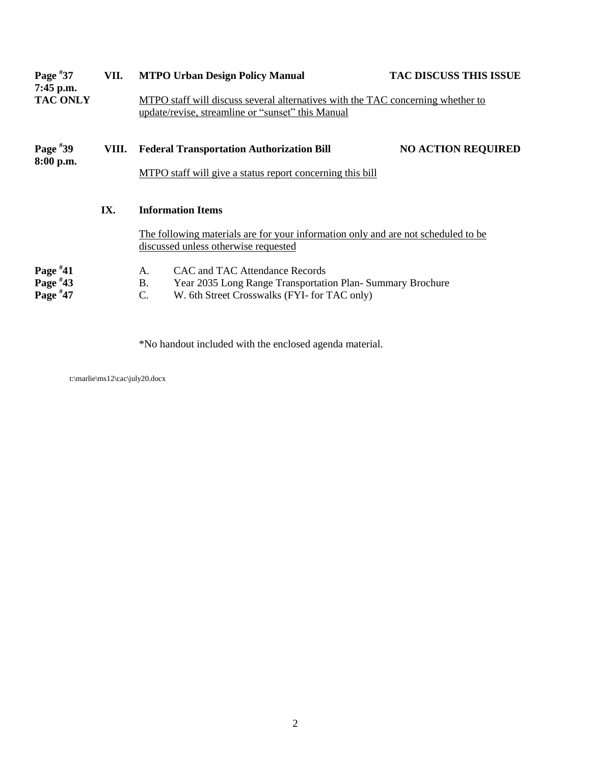**Page #37**
**7:45 p.m.**
**TAC ONLY**

**VII. MTPO Urban Design Policy Manual** — **TAC DISCUSS THIS ISSUE**

MTPO staff will discuss several alternatives with the TAC concerning whether to update/revise, streamline or "sunset" this Manual

**Page #39**
**8:00 p.m.**

**VIII. Federal Transportation Authorization Bill** — **NO ACTION REQUIRED**

MTPO staff will give a status report concerning this bill

**IX. Information Items**

The following materials are for your information only and are not scheduled to be discussed unless otherwise requested

- **Page #41** — A. CAC and TAC Attendance Records
- **Page #43** — B. Year 2035 Long Range Transportation Plan- Summary Brochure
- **Page #47** — C. W. 6th Street Crosswalks (FYI- for TAC only)

*No handout included with the enclosed agenda material.

t:\marlie\ms12\cac\july20.docx